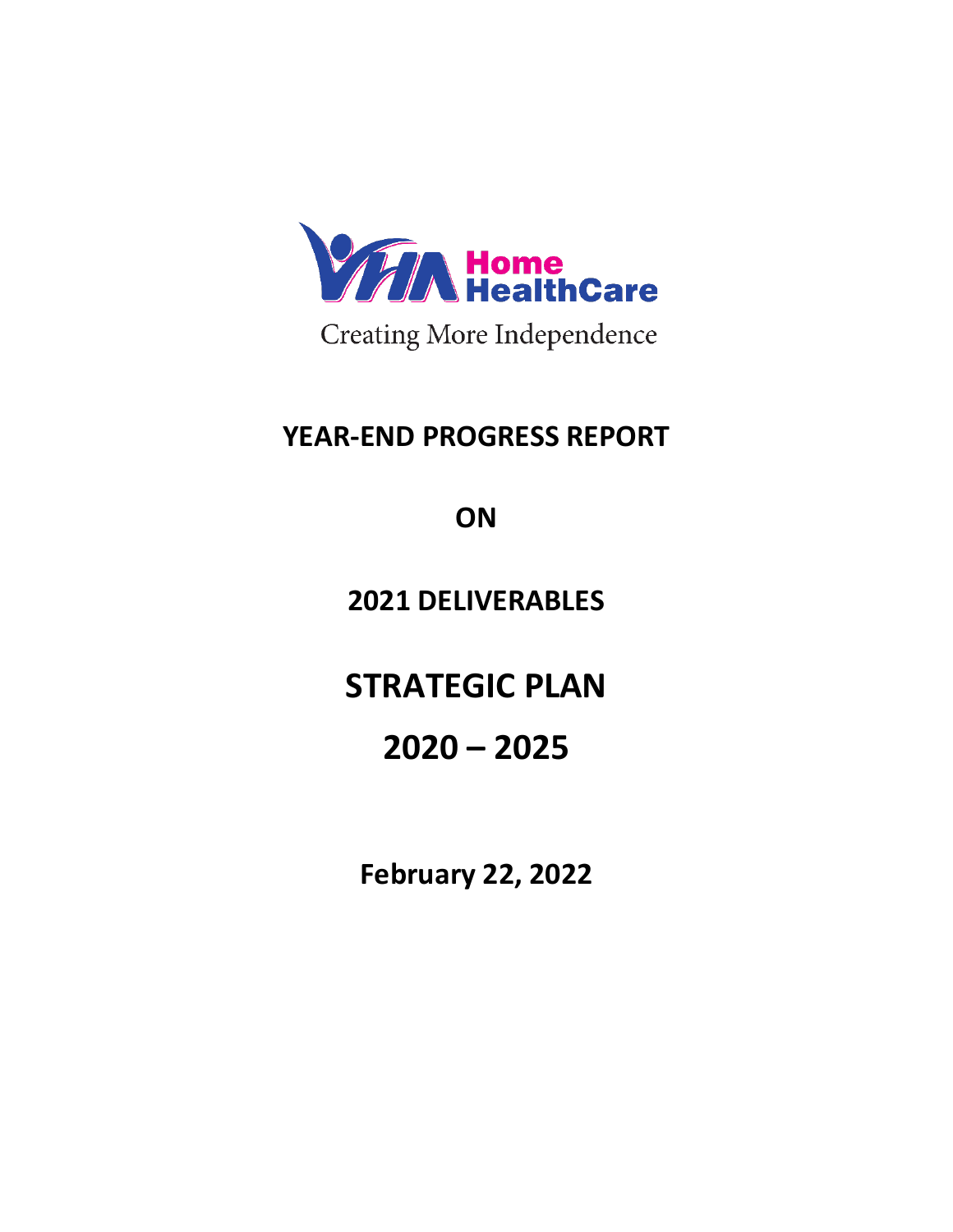VHA Home HealthCare

Creating More Independence

# YEAR-END PROGRESS REPORT

# ON

# 2021 DELIVERABLES

# STRATEGIC PLAN

# 2020 – 2025

**February 22, 2022**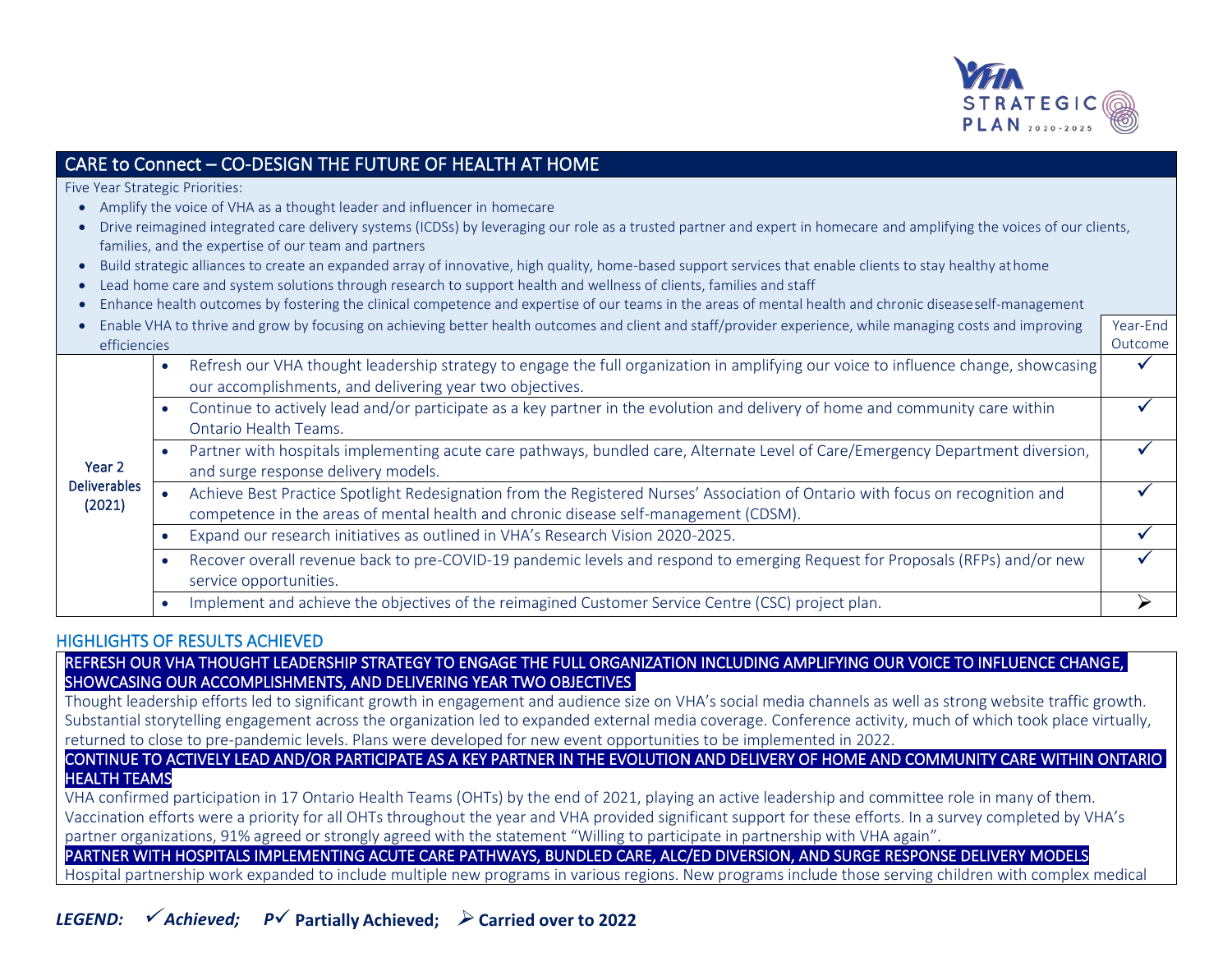## CARE to Connect – CO-DESIGN THE FUTURE OF HEALTH AT HOME

Five Year Strategic Priorities:

- Amplify the voice of VHA as a thought leader and influencer in homecare
- Drive reimagined integrated care delivery systems (ICDSs) by leveraging our role as a trusted partner and expert in homecare and amplifying the voices of our clients, families, and the expertise of our team and partners
- Build strategic alliances to create an expanded array of innovative, high quality, home-based support services that enable clients to stay healthy at home
- Lead home care and system solutions through research to support health and wellness of clients, families and staff
- Enhance health outcomes by fostering the clinical competence and expertise of our teams in the areas of mental health and chronic disease self-management
- Enable VHA to thrive and grow by focusing on achieving better health outcomes and client and staff/provider experience, while managing costs and improving efficiencies

| | Deliverable | Year-End Outcome |
|---|---|---|
| Year 2 Deliverables (2021) | Refresh our VHA thought leadership strategy to engage the full organization in amplifying our voice to influence change, showcasing our accomplishments, and delivering year two objectives. | ✓ |
| | Continue to actively lead and/or participate as a key partner in the evolution and delivery of home and community care within Ontario Health Teams. | ✓ |
| | Partner with hospitals implementing acute care pathways, bundled care, Alternate Level of Care/Emergency Department diversion, and surge response delivery models. | ✓ |
| | Achieve Best Practice Spotlight Redesignation from the Registered Nurses' Association of Ontario with focus on recognition and competence in the areas of mental health and chronic disease self-management (CDSM). | ✓ |
| | Expand our research initiatives as outlined in VHA's Research Vision 2020-2025. | ✓ |
| | Recover overall revenue back to pre-COVID-19 pandemic levels and respond to emerging Request for Proposals (RFPs) and/or new service opportunities. | ✓ |
| | Implement and achieve the objectives of the reimagined Customer Service Centre (CSC) project plan. | ➢ |

### HIGHLIGHTS OF RESULTS ACHIEVED

**REFRESH OUR VHA THOUGHT LEADERSHIP STRATEGY TO ENGAGE THE FULL ORGANIZATION INCLUDING AMPLIFYING OUR VOICE TO INFLUENCE CHANGE, SHOWCASING OUR ACCOMPLISHMENTS, AND DELIVERING YEAR TWO OBJECTIVES**

Thought leadership efforts led to significant growth in engagement and audience size on VHA's social media channels as well as strong website traffic growth. Substantial storytelling engagement across the organization led to expanded external media coverage. Conference activity, much of which took place virtually, returned to close to pre-pandemic levels. Plans were developed for new event opportunities to be implemented in 2022.

**CONTINUE TO ACTIVELY LEAD AND/OR PARTICIPATE AS A KEY PARTNER IN THE EVOLUTION AND DELIVERY OF HOME AND COMMUNITY CARE WITHIN ONTARIO HEALTH TEAMS**

VHA confirmed participation in 17 Ontario Health Teams (OHTs) by the end of 2021, playing an active leadership and committee role in many of them. Vaccination efforts were a priority for all OHTs throughout the year and VHA provided significant support for these efforts. In a survey completed by VHA's partner organizations, 91% agreed or strongly agreed with the statement "Willing to participate in partnership with VHA again".

**PARTNER WITH HOSPITALS IMPLEMENTING ACUTE CARE PATHWAYS, BUNDLED CARE, ALC/ED DIVERSION, AND SURGE RESPONSE DELIVERY MODELS**

Hospital partnership work expanded to include multiple new programs in various regions. New programs include those serving children with complex medical

***LEGEND:*** ✓ ***Achieved;*** ***P✓*** **Partially Achieved;** ➢ **Carried over to 2022**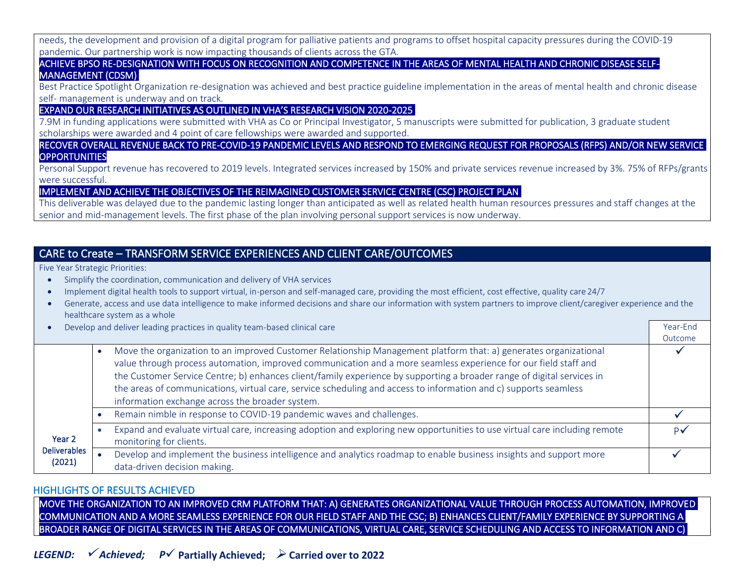needs, the development and provision of a digital program for palliative patients and programs to offset hospital capacity pressures during the COVID-19 pandemic. Our partnership work is now impacting thousands of clients across the GTA.

**ACHIEVE BPSO RE-DESIGNATION WITH FOCUS ON RECOGNITION AND COMPETENCE IN THE AREAS OF MENTAL HEALTH AND CHRONIC DISEASE SELF-MANAGEMENT (CDSM)**

Best Practice Spotlight Organization re-designation was achieved and best practice guideline implementation in the areas of mental health and chronic disease self- management is underway and on track.

**EXPAND OUR RESEARCH INITIATIVES AS OUTLINED IN VHA'S RESEARCH VISION 2020-2025**

7.9M in funding applications were submitted with VHA as Co or Principal Investigator, 5 manuscripts were submitted for publication, 3 graduate student scholarships were awarded and 4 point of care fellowships were awarded and supported.

**RECOVER OVERALL REVENUE BACK TO PRE-COVID-19 PANDEMIC LEVELS AND RESPOND TO EMERGING REQUEST FOR PROPOSALS (RFPS) AND/OR NEW SERVICE OPPORTUNITIES**

Personal Support revenue has recovered to 2019 levels. Integrated services increased by 150% and private services revenue increased by 3%. 75% of RFPs/grants were successful.

**IMPLEMENT AND ACHIEVE THE OBJECTIVES OF THE REIMAGINED CUSTOMER SERVICE CENTRE (CSC) PROJECT PLAN**

This deliverable was delayed due to the pandemic lasting longer than anticipated as well as related health human resources pressures and staff changes at the senior and mid-management levels. The first phase of the plan involving personal support services is now underway.

## CARE to Create – TRANSFORM SERVICE EXPERIENCES AND CLIENT CARE/OUTCOMES

Five Year Strategic Priorities:

- Simplify the coordination, communication and delivery of VHA services
- Implement digital health tools to support virtual, in-person and self-managed care, providing the most efficient, cost effective, quality care 24/7
- Generate, access and use data intelligence to make informed decisions and share our information with system partners to improve client/caregiver experience and the healthcare system as a whole
- Develop and deliver leading practices in quality team-based clinical care

| | | Year-End Outcome |
|---|---|---|
| Year 2 Deliverables (2021) | • Move the organization to an improved Customer Relationship Management platform that: a) generates organizational value through process automation, improved communication and a more seamless experience for our field staff and the Customer Service Centre; b) enhances client/family experience by supporting a broader range of digital services in the areas of communications, virtual care, service scheduling and access to information and c) supports seamless information exchange across the broader system. | ✓ |
| | • Remain nimble in response to COVID-19 pandemic waves and challenges. | ✓ |
| | • Expand and evaluate virtual care, increasing adoption and exploring new opportunities to use virtual care including remote monitoring for clients. | P✓ |
| | • Develop and implement the business intelligence and analytics roadmap to enable business insights and support more data-driven decision making. | ✓ |

### HIGHLIGHTS OF RESULTS ACHIEVED

**MOVE THE ORGANIZATION TO AN IMPROVED CRM PLATFORM THAT: A) GENERATES ORGANIZATIONAL VALUE THROUGH PROCESS AUTOMATION, IMPROVED COMMUNICATION AND A MORE SEAMLESS EXPERIENCE FOR OUR FIELD STAFF AND THE CSC; B) ENHANCES CLIENT/FAMILY EXPERIENCE BY SUPPORTING A BROADER RANGE OF DIGITAL SERVICES IN THE AREAS OF COMMUNICATIONS, VIRTUAL CARE, SERVICE SCHEDULING AND ACCESS TO INFORMATION AND C)**

***LEGEND:*** ✓ ***Achieved;*** **P✓ Partially Achieved;** ➢ **Carried over to 2022**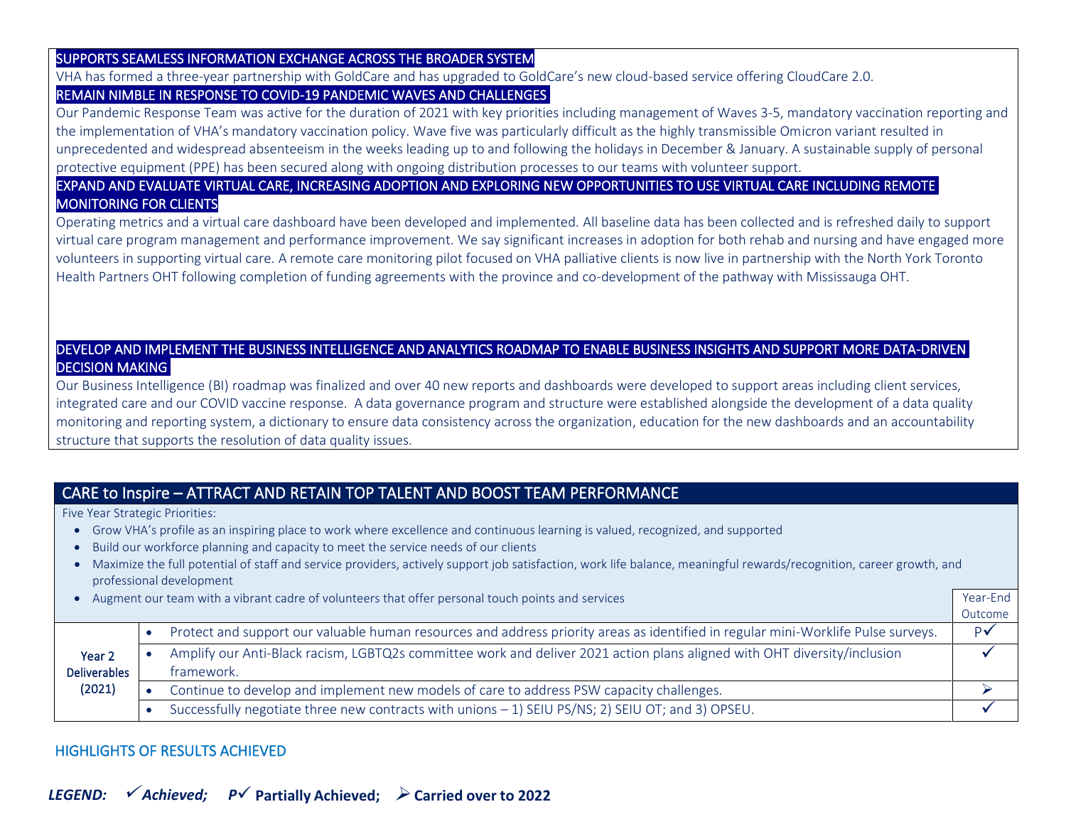**SUPPORTS SEAMLESS INFORMATION EXCHANGE ACROSS THE BROADER SYSTEM**

VHA has formed a three-year partnership with GoldCare and has upgraded to GoldCare's new cloud-based service offering CloudCare 2.0.

**REMAIN NIMBLE IN RESPONSE TO COVID-19 PANDEMIC WAVES AND CHALLENGES**

Our Pandemic Response Team was active for the duration of 2021 with key priorities including management of Waves 3-5, mandatory vaccination reporting and the implementation of VHA's mandatory vaccination policy. Wave five was particularly difficult as the highly transmissible Omicron variant resulted in unprecedented and widespread absenteeism in the weeks leading up to and following the holidays in December & January. A sustainable supply of personal protective equipment (PPE) has been secured along with ongoing distribution processes to our teams with volunteer support.

**EXPAND AND EVALUATE VIRTUAL CARE, INCREASING ADOPTION AND EXPLORING NEW OPPORTUNITIES TO USE VIRTUAL CARE INCLUDING REMOTE MONITORING FOR CLIENTS**

Operating metrics and a virtual care dashboard have been developed and implemented. All baseline data has been collected and is refreshed daily to support virtual care program management and performance improvement. We say significant increases in adoption for both rehab and nursing and have engaged more volunteers in supporting virtual care. A remote care monitoring pilot focused on VHA palliative clients is now live in partnership with the North York Toronto Health Partners OHT following completion of funding agreements with the province and co-development of the pathway with Mississauga OHT.

**DEVELOP AND IMPLEMENT THE BUSINESS INTELLIGENCE AND ANALYTICS ROADMAP TO ENABLE BUSINESS INSIGHTS AND SUPPORT MORE DATA-DRIVEN DECISION MAKING**

Our Business Intelligence (BI) roadmap was finalized and over 40 new reports and dashboards were developed to support areas including client services, integrated care and our COVID vaccine response. A data governance program and structure were established alongside the development of a data quality monitoring and reporting system, a dictionary to ensure data consistency across the organization, education for the new dashboards and an accountability structure that supports the resolution of data quality issues.

## CARE to Inspire – ATTRACT AND RETAIN TOP TALENT AND BOOST TEAM PERFORMANCE

Five Year Strategic Priorities:

- Grow VHA's profile as an inspiring place to work where excellence and continuous learning is valued, recognized, and supported
- Build our workforce planning and capacity to meet the service needs of our clients
- Maximize the full potential of staff and service providers, actively support job satisfaction, work life balance, meaningful rewards/recognition, career growth, and professional development
- Augment our team with a vibrant cadre of volunteers that offer personal touch points and services

| | | Year-End Outcome |
|---|---|---|
| **Year 2 Deliverables (2021)** | • Protect and support our valuable human resources and address priority areas as identified in regular mini-Worklife Pulse surveys. | P✓ |
| | • Amplify our Anti-Black racism, LGBTQ2s committee work and deliver 2021 action plans aligned with OHT diversity/inclusion framework. | ✓ |
| | • Continue to develop and implement new models of care to address PSW capacity challenges. | ➢ |
| | • Successfully negotiate three new contracts with unions – 1) SEIU PS/NS; 2) SEIU OT; and 3) OPSEU. | ✓ |

HIGHLIGHTS OF RESULTS ACHIEVED

***LEGEND:* ✓*Achieved;* P✓ Partially Achieved; ➢ Carried over to 2022**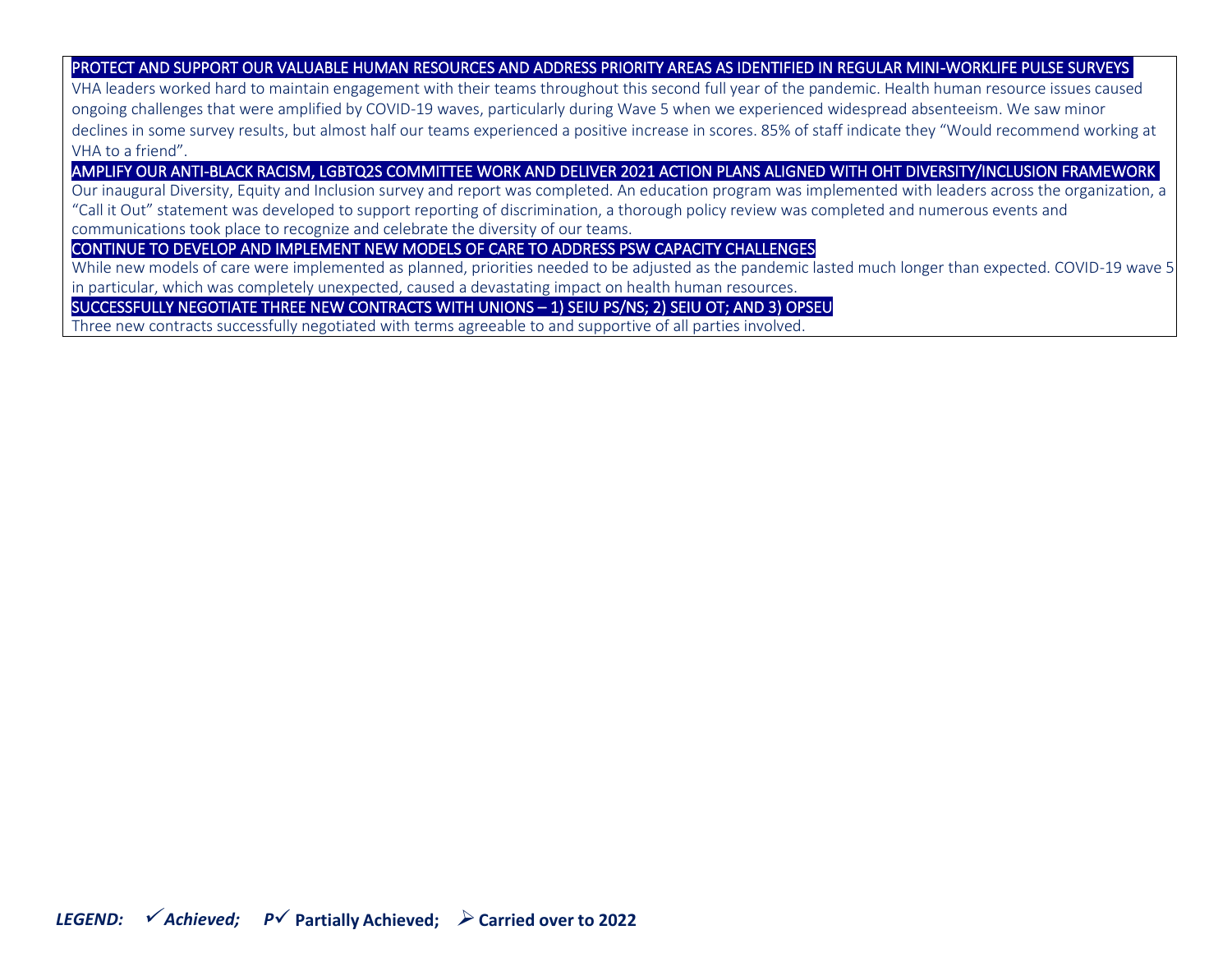**PROTECT AND SUPPORT OUR VALUABLE HUMAN RESOURCES AND ADDRESS PRIORITY AREAS AS IDENTIFIED IN REGULAR MINI-WORKLIFE PULSE SURVEYS**

VHA leaders worked hard to maintain engagement with their teams throughout this second full year of the pandemic. Health human resource issues caused ongoing challenges that were amplified by COVID-19 waves, particularly during Wave 5 when we experienced widespread absenteeism. We saw minor declines in some survey results, but almost half our teams experienced a positive increase in scores. 85% of staff indicate they "Would recommend working at VHA to a friend".

**AMPLIFY OUR ANTI-BLACK RACISM, LGBTQ2S COMMITTEE WORK AND DELIVER 2021 ACTION PLANS ALIGNED WITH OHT DIVERSITY/INCLUSION FRAMEWORK**

Our inaugural Diversity, Equity and Inclusion survey and report was completed. An education program was implemented with leaders across the organization, a "Call it Out" statement was developed to support reporting of discrimination, a thorough policy review was completed and numerous events and communications took place to recognize and celebrate the diversity of our teams.

**CONTINUE TO DEVELOP AND IMPLEMENT NEW MODELS OF CARE TO ADDRESS PSW CAPACITY CHALLENGES**

While new models of care were implemented as planned, priorities needed to be adjusted as the pandemic lasted much longer than expected. COVID-19 wave 5 in particular, which was completely unexpected, caused a devastating impact on health human resources.

**SUCCESSFULLY NEGOTIATE THREE NEW CONTRACTS WITH UNIONS – 1) SEIU PS/NS; 2) SEIU OT; AND 3) OPSEU**

Three new contracts successfully negotiated with terms agreeable to and supportive of all parties involved.

***LEGEND:*** ✓ ***Achieved;*** ***P***✓ **Partially Achieved;** ➢ **Carried over to 2022**